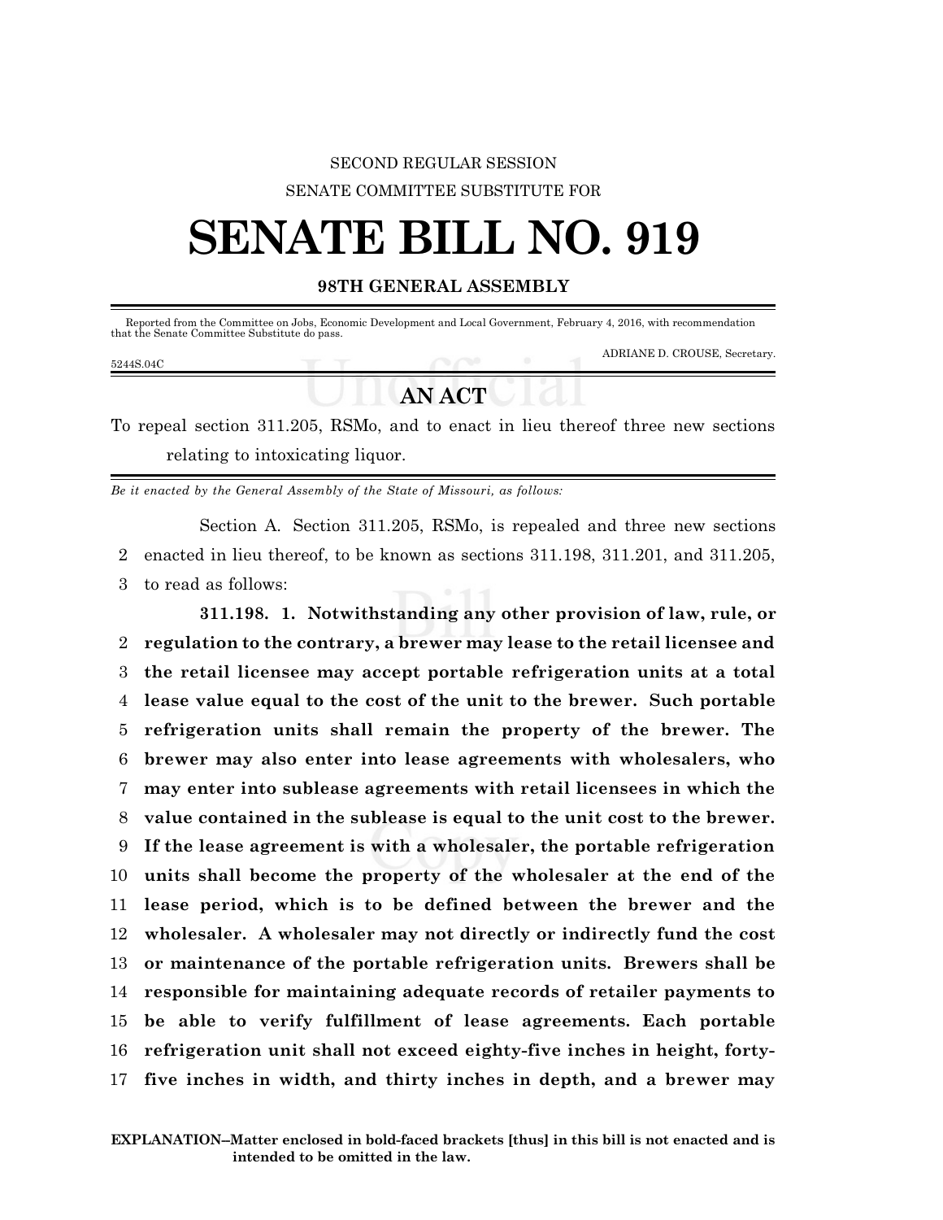SECOND REGULAR SESSION

SENATE COMMITTEE SUBSTITUTE FOR

# SENATE BILL NO. 919

## 98TH GENERAL ASSEMBLY

Reported from the Committee on Jobs, Economic Development and Local Government, February 4, 2016, with recommendation that the Senate Committee Substitute do pass.

ADRIANE D. CROUSE, Secretary.

5244S.04C

## AN ACT

To repeal section 311.205, RSMo, and to enact in lieu thereof three new sections relating to intoxicating liquor.

*Be it enacted by the General Assembly of the State of Missouri, as follows:*

Section A. Section 311.205, RSMo, is repealed and three new sections
2 enacted in lieu thereof, to be known as sections 311.198, 311.201, and 311.205,
3 to read as follows:

**311.198. 1. Notwithstanding any other provision of law, rule, or**
2 **regulation to the contrary, a brewer may lease to the retail licensee and**
3 **the retail licensee may accept portable refrigeration units at a total**
4 **lease value equal to the cost of the unit to the brewer. Such portable**
5 **refrigeration units shall remain the property of the brewer. The**
6 **brewer may also enter into lease agreements with wholesalers, who**
7 **may enter into sublease agreements with retail licensees in which the**
8 **value contained in the sublease is equal to the unit cost to the brewer.**
9 **If the lease agreement is with a wholesaler, the portable refrigeration**
10 **units shall become the property of the wholesaler at the end of the**
11 **lease period, which is to be defined between the brewer and the**
12 **wholesaler. A wholesaler may not directly or indirectly fund the cost**
13 **or maintenance of the portable refrigeration units. Brewers shall be**
14 **responsible for maintaining adequate records of retailer payments to**
15 **be able to verify fulfillment of lease agreements. Each portable**
16 **refrigeration unit shall not exceed eighty-five inches in height, forty-**
17 **five inches in width, and thirty inches in depth, and a brewer may**

**EXPLANATION–Matter enclosed in bold-faced brackets [thus] in this bill is not enacted and is intended to be omitted in the law.**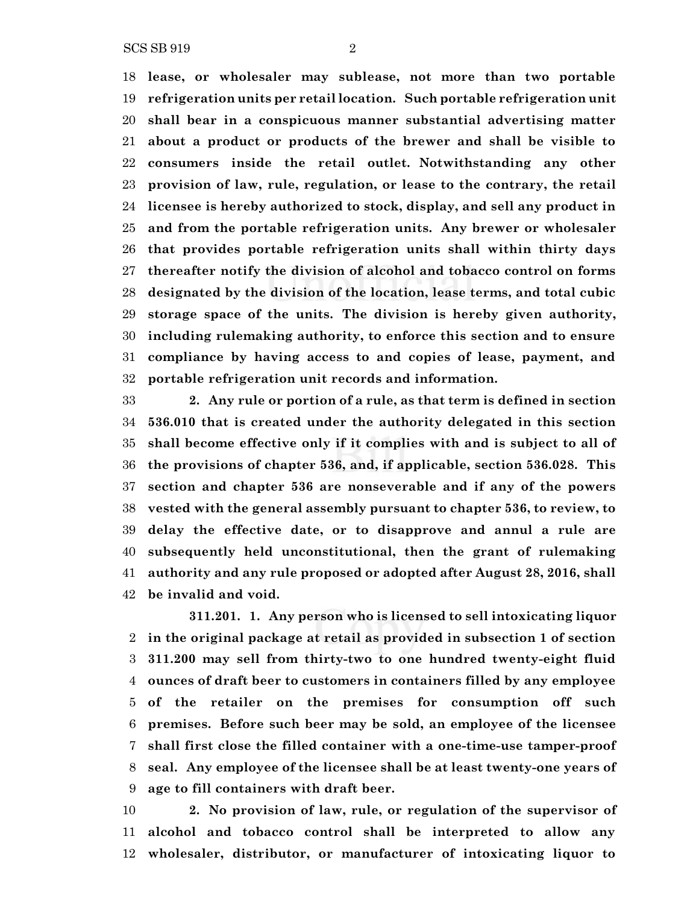**lease, or wholesaler may sublease, not more than two portable refrigeration units per retail location. Such portable refrigeration unit shall bear in a conspicuous manner substantial advertising matter about a product or products of the brewer and shall be visible to consumers inside the retail outlet. Notwithstanding any other provision of law, rule, regulation, or lease to the contrary, the retail licensee is hereby authorized to stock, display, and sell any product in and from the portable refrigeration units. Any brewer or wholesaler that provides portable refrigeration units shall within thirty days thereafter notify the division of alcohol and tobacco control on forms designated by the division of the location, lease terms, and total cubic storage space of the units. The division is hereby given authority, including rulemaking authority, to enforce this section and to ensure compliance by having access to and copies of lease, payment, and portable refrigeration unit records and information.**

**2. Any rule or portion of a rule, as that term is defined in section 536.010 that is created under the authority delegated in this section shall become effective only if it complies with and is subject to all of the provisions of chapter 536, and, if applicable, section 536.028. This section and chapter 536 are nonseverable and if any of the powers vested with the general assembly pursuant to chapter 536, to review, to delay the effective date, or to disapprove and annul a rule are subsequently held unconstitutional, then the grant of rulemaking authority and any rule proposed or adopted after August 28, 2016, shall be invalid and void.**

**311.201. 1. Any person who is licensed to sell intoxicating liquor in the original package at retail as provided in subsection 1 of section 311.200 may sell from thirty-two to one hundred twenty-eight fluid ounces of draft beer to customers in containers filled by any employee of the retailer on the premises for consumption off such premises. Before such beer may be sold, an employee of the licensee shall first close the filled container with a one-time-use tamper-proof seal. Any employee of the licensee shall be at least twenty-one years of age to fill containers with draft beer.**

**2. No provision of law, rule, or regulation of the supervisor of alcohol and tobacco control shall be interpreted to allow any wholesaler, distributor, or manufacturer of intoxicating liquor to**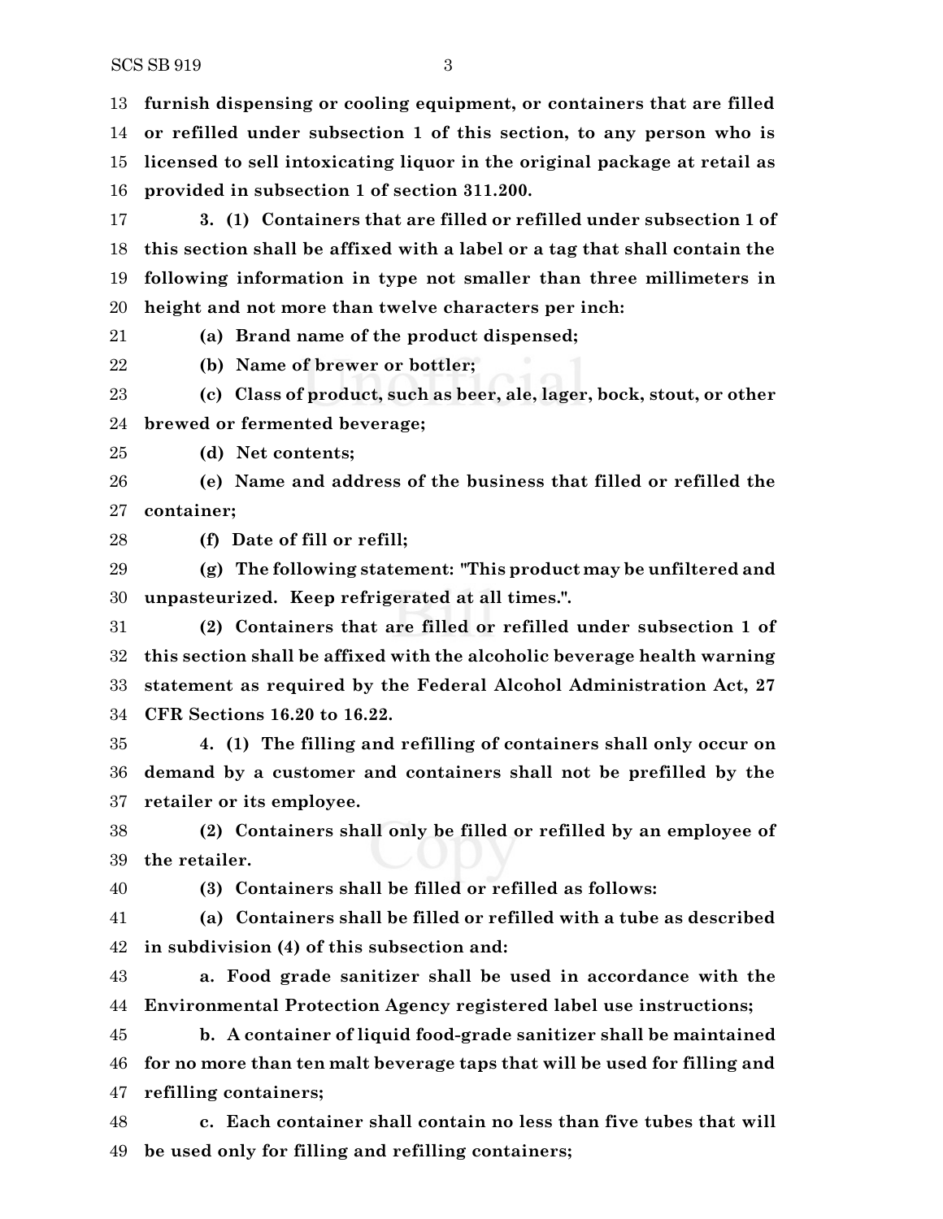**furnish dispensing or cooling equipment, or containers that are filled or refilled under subsection 1 of this section, to any person who is licensed to sell intoxicating liquor in the original package at retail as provided in subsection 1 of section 311.200.**

**3. (1) Containers that are filled or refilled under subsection 1 of this section shall be affixed with a label or a tag that shall contain the following information in type not smaller than three millimeters in height and not more than twelve characters per inch:**

**(a) Brand name of the product dispensed;**

**(b) Name of brewer or bottler;**

**(c) Class of product, such as beer, ale, lager, bock, stout, or other brewed or fermented beverage;**

**(d) Net contents;**

**(e) Name and address of the business that filled or refilled the container;**

**(f) Date of fill or refill;**

**(g) The following statement: "This product may be unfiltered and unpasteurized. Keep refrigerated at all times.".**

**(2) Containers that are filled or refilled under subsection 1 of this section shall be affixed with the alcoholic beverage health warning statement as required by the Federal Alcohol Administration Act, 27 CFR Sections 16.20 to 16.22.**

**4. (1) The filling and refilling of containers shall only occur on demand by a customer and containers shall not be prefilled by the retailer or its employee.**

**(2) Containers shall only be filled or refilled by an employee of the retailer.**

**(3) Containers shall be filled or refilled as follows:**

**(a) Containers shall be filled or refilled with a tube as described in subdivision (4) of this subsection and:**

**a. Food grade sanitizer shall be used in accordance with the Environmental Protection Agency registered label use instructions;**

**b. A container of liquid food-grade sanitizer shall be maintained for no more than ten malt beverage taps that will be used for filling and refilling containers;**

**c. Each container shall contain no less than five tubes that will be used only for filling and refilling containers;**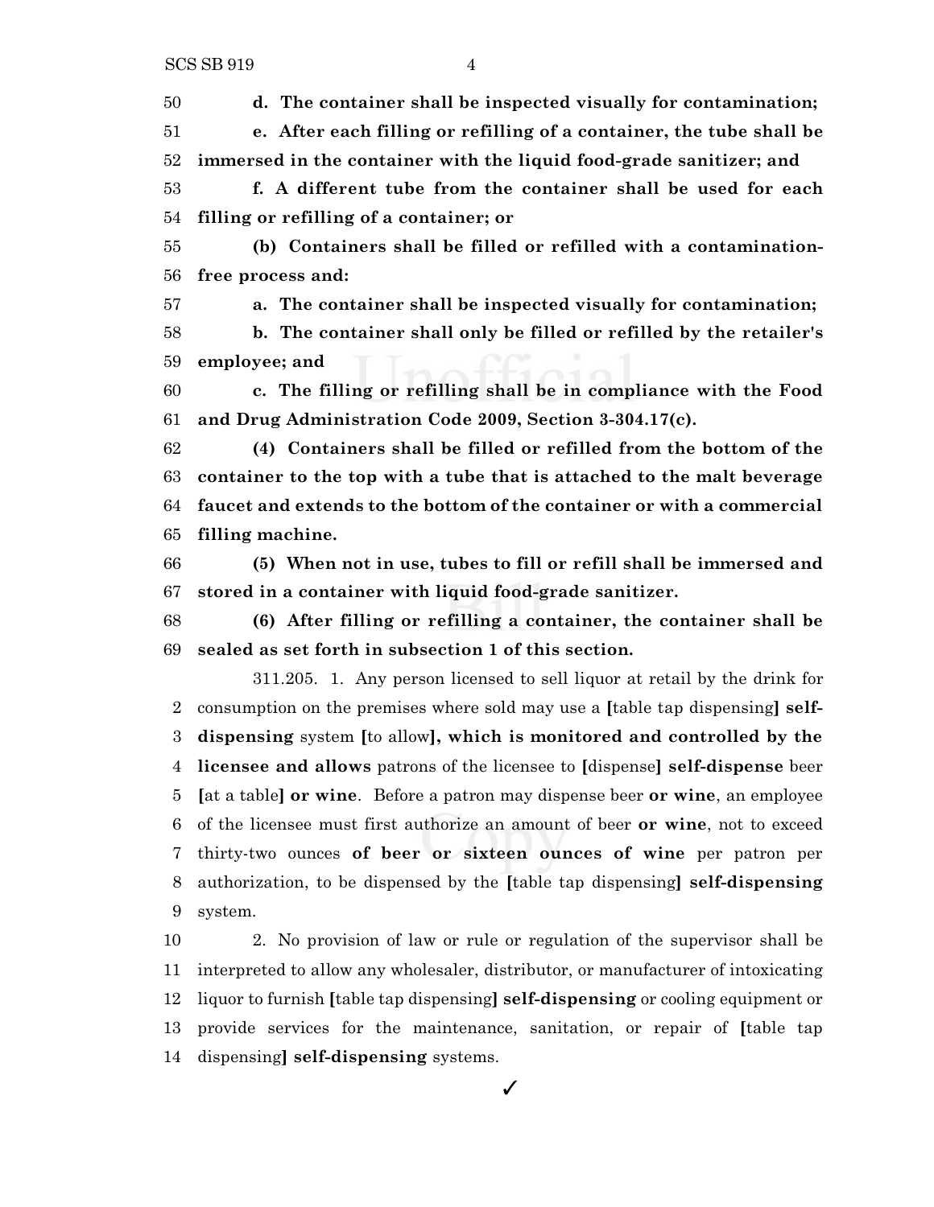**d. The container shall be inspected visually for contamination;**

**e. After each filling or refilling of a container, the tube shall be immersed in the container with the liquid food-grade sanitizer; and**

**f. A different tube from the container shall be used for each filling or refilling of a container; or**

**(b) Containers shall be filled or refilled with a contamination-free process and:**

**a. The container shall be inspected visually for contamination;**

**b. The container shall only be filled or refilled by the retailer's employee; and**

**c. The filling or refilling shall be in compliance with the Food and Drug Administration Code 2009, Section 3-304.17(c).**

**(4) Containers shall be filled or refilled from the bottom of the container to the top with a tube that is attached to the malt beverage faucet and extends to the bottom of the container or with a commercial filling machine.**

**(5) When not in use, tubes to fill or refill shall be immersed and stored in a container with liquid food-grade sanitizer.**

**(6) After filling or refilling a container, the container shall be sealed as set forth in subsection 1 of this section.**

311.205. 1. Any person licensed to sell liquor at retail by the drink for consumption on the premises where sold may use a [table tap dispensing] **self-dispensing** system [to allow]**, which is monitored and controlled by the licensee and allows** patrons of the licensee to [dispense] **self-dispense** beer [at a table] **or wine**. Before a patron may dispense beer **or wine**, an employee of the licensee must first authorize an amount of beer **or wine**, not to exceed thirty-two ounces **of beer or sixteen ounces of wine** per patron per authorization, to be dispensed by the [table tap dispensing] **self-dispensing** system.

2. No provision of law or rule or regulation of the supervisor shall be interpreted to allow any wholesaler, distributor, or manufacturer of intoxicating liquor to furnish [table tap dispensing] **self-dispensing** or cooling equipment or provide services for the maintenance, sanitation, or repair of [table tap dispensing] **self-dispensing** systems.

✓